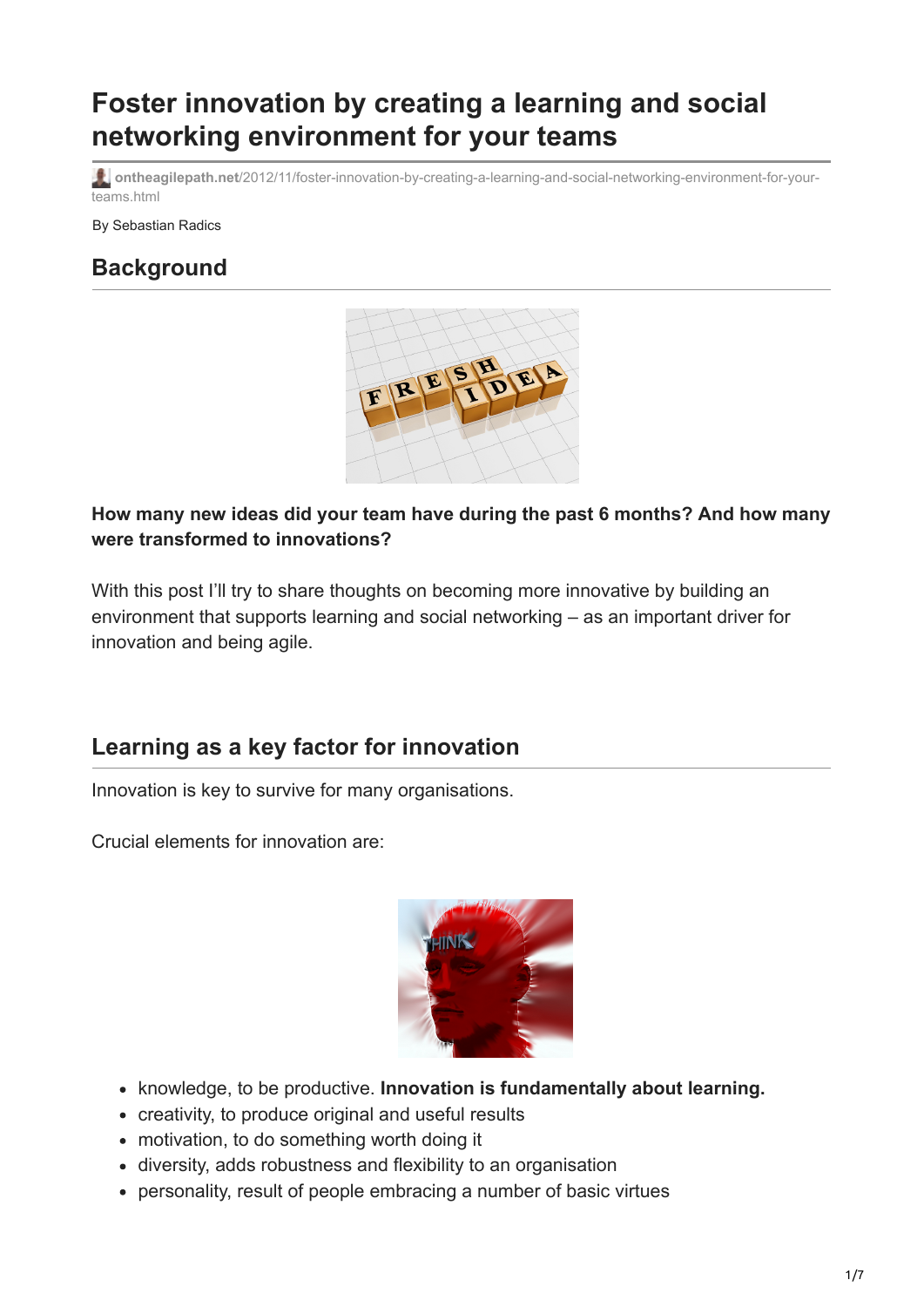# Foster innovation by creating a learning and social networking environment for your teams

**ontheagilepath.net**/2012/11/foster-innovation-by-creating-a-learning-and-social-networking-environment-for-your-teams.html

By Sebastian Radics

## Background

**How many new ideas did your team have during the past 6 months? And how many were transformed to innovations?**

With this post I'll try to share thoughts on becoming more innovative by building an environment that supports learning and social networking – as an important driver for innovation and being agile.

## Learning as a key factor for innovation

Innovation is key to survive for many organisations.

Crucial elements for innovation are:

- knowledge, to be productive. **Innovation is fundamentally about learning.**
- creativity, to produce original and useful results
- motivation, to do something worth doing it
- diversity, adds robustness and flexibility to an organisation
- personality, result of people embracing a number of basic virtues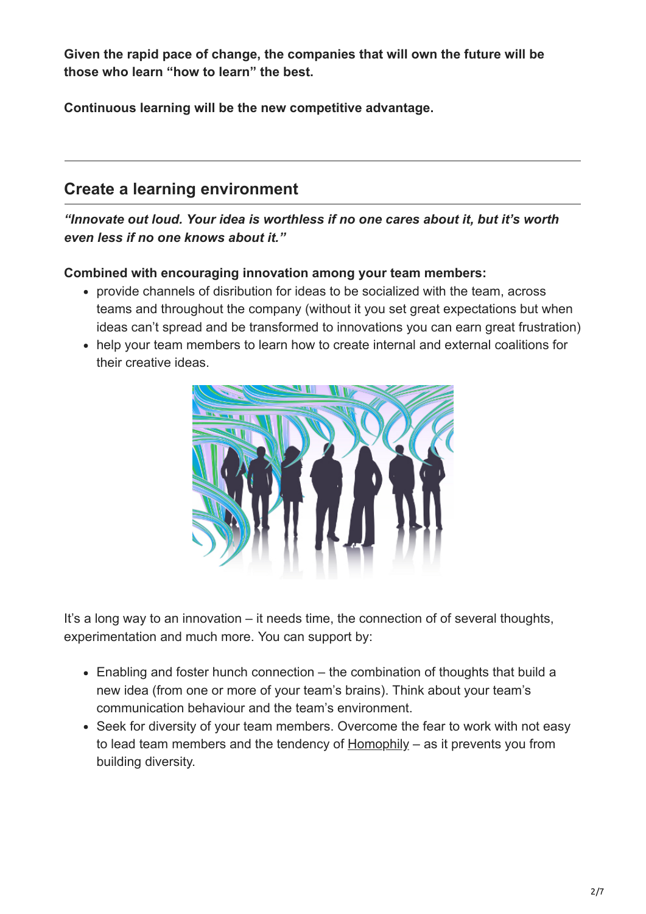**Given the rapid pace of change, the companies that will own the future will be those who learn “how to learn” the best.**

**Continuous learning will be the new competitive advantage.**

---

## Create a learning environment

***“Innovate out loud. Your idea is worthless if no one cares about it, but it’s worth even less if no one knows about it.”***

**Combined with encouraging innovation among your team members:**

- provide channels of disribution for ideas to be socialized with the team, across teams and throughout the company (without it you set great expectations but when ideas can’t spread and be transformed to innovations you can earn great frustration)
- help your team members to learn how to create internal and external coalitions for their creative ideas.

It’s a long way to an innovation – it needs time, the connection of of several thoughts, experimentation and much more. You can support by:

- Enabling and foster hunch connection – the combination of thoughts that build a new idea (from one or more of your team’s brains). Think about your team’s communication behaviour and the team’s environment.
- Seek for diversity of your team members. Overcome the fear to work with not easy to lead team members and the tendency of Homophily – as it prevents you from building diversity.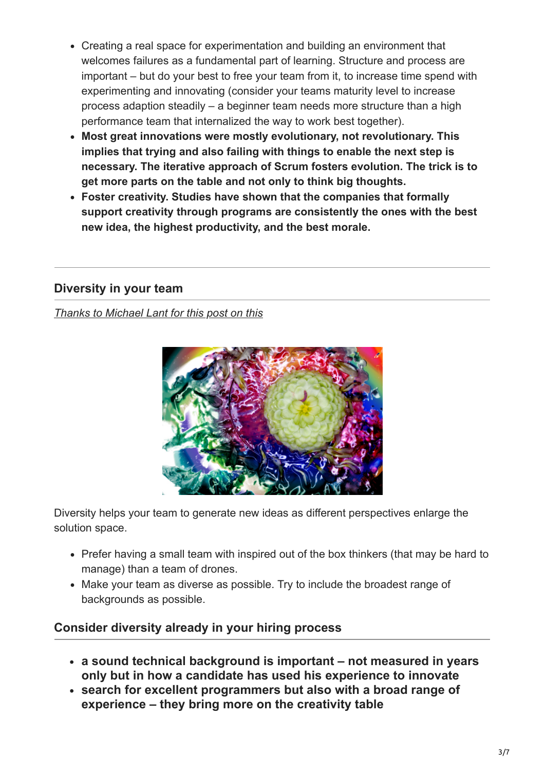- Creating a real space for experimentation and building an environment that welcomes failures as a fundamental part of learning. Structure and process are important – but do your best to free your team from it, to increase time spend with experimenting and innovating (consider your teams maturity level to increase process adaption steadily – a beginner team needs more structure than a high performance team that internalized the way to work best together).
- **Most great innovations were mostly evolutionary, not revolutionary. This implies that trying and also failing with things to enable the next step is necessary. The iterative approach of Scrum fosters evolution. The trick is to get more parts on the table and not only to think big thoughts.**
- **Foster creativity. Studies have shown that the companies that formally support creativity through programs are consistently the ones with the best new idea, the highest productivity, and the best morale.**

---

### Diversity in your team

*Thanks to Michael Lant for this post on this*

Diversity helps your team to generate new ideas as different perspectives enlarge the solution space.

- Prefer having a small team with inspired out of the box thinkers (that may be hard to manage) than a team of drones.
- Make your team as diverse as possible. Try to include the broadest range of backgrounds as possible.

### Consider diversity already in your hiring process

- **a sound technical background is important – not measured in years only but in how a candidate has used his experience to innovate**
- **search for excellent programmers but also with a broad range of experience – they bring more on the creativity table**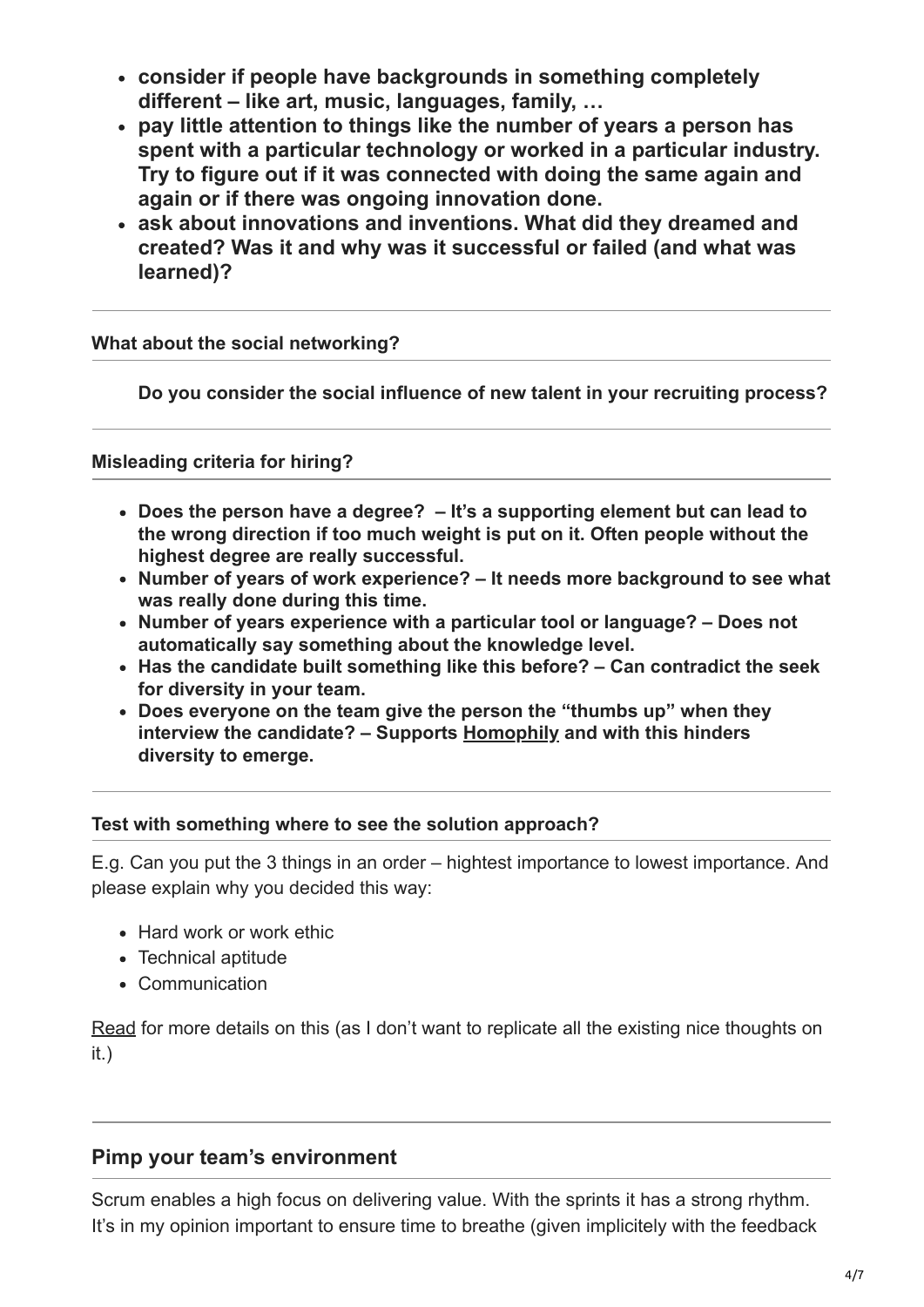- **consider if people have backgrounds in something completely different – like art, music, languages, family, …**
- **pay little attention to things like the number of years a person has spent with a particular technology or worked in a particular industry. Try to figure out if it was connected with doing the same again and again or if there was ongoing innovation done.**
- **ask about innovations and inventions. What did they dreamed and created? Was it and why was it successful or failed (and what was learned)?**

---

**What about the social networking?**

> **Do you consider the social influence of new talent in your recruiting process?**

---

**Misleading criteria for hiring?**

- **Does the person have a degree? – It's a supporting element but can lead to the wrong direction if too much weight is put on it. Often people without the highest degree are really successful.**
- **Number of years of work experience? – It needs more background to see what was really done during this time.**
- **Number of years experience with a particular tool or language? – Does not automatically say something about the knowledge level.**
- **Has the candidate built something like this before? – Can contradict the seek for diversity in your team.**
- **Does everyone on the team give the person the "thumbs up" when they interview the candidate? – Supports Homophily and with this hinders diversity to emerge.**

---

**Test with something where to see the solution approach?**

E.g. Can you put the 3 things in an order – hightest importance to lowest importance. And please explain why you decided this way:

- Hard work or work ethic
- Technical aptitude
- Communication

Read for more details on this (as I don't want to replicate all the existing nice thoughts on it.)

---

## Pimp your team's environment

Scrum enables a high focus on delivering value. With the sprints it has a strong rhythm. It's in my opinion important to ensure time to breathe (given implicitely with the feedback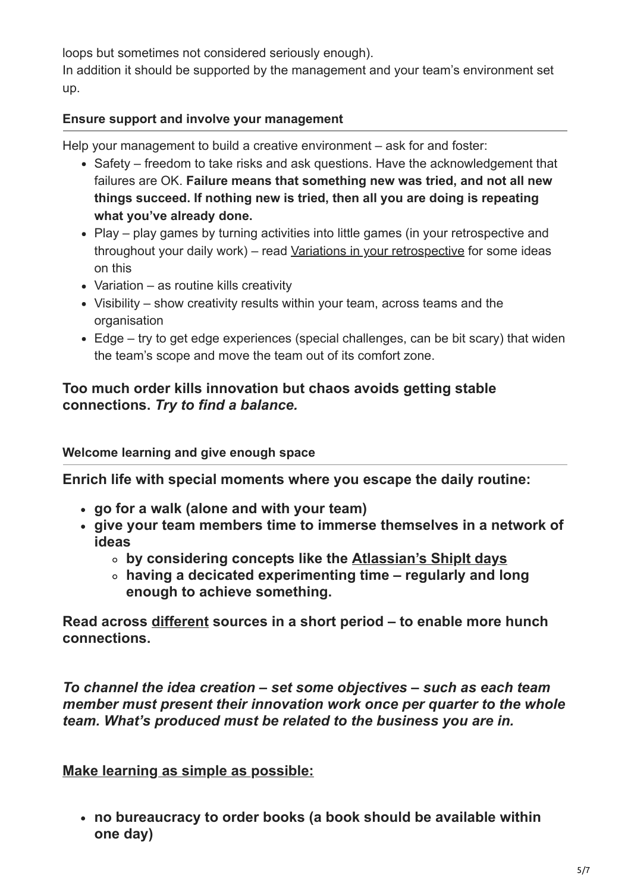loops but sometimes not considered seriously enough).
In addition it should be supported by the management and your team's environment set up.

#### Ensure support and involve your management

Help your management to build a creative environment – ask for and foster:

- Safety – freedom to take risks and ask questions. Have the acknowledgement that failures are OK. **Failure means that something new was tried, and not all new things succeed. If nothing new is tried, then all you are doing is repeating what you've already done.**
- Play – play games by turning activities into little games (in your retrospective and throughout your daily work) – read Variations in your retrospective for some ideas on this
- Variation – as routine kills creativity
- Visibility – show creativity results within your team, across teams and the organisation
- Edge – try to get edge experiences (special challenges, can be bit scary) that widen the team's scope and move the team out of its comfort zone.

### Too much order kills innovation but chaos avoids getting stable connections. *Try to find a balance.*

#### Welcome learning and give enough space

**Enrich life with special moments where you escape the daily routine:**

- **go for a walk (alone and with your team)**
- **give your team members time to immerse themselves in a network of ideas**
  - **by considering concepts like the Atlassian's ShipIt days**
  - **having a decicated experimenting time – regularly and long enough to achieve something.**

**Read across different sources in a short period – to enable more hunch connections.**

***To channel the idea creation – set some objectives – such as each team member must present their innovation work once per quarter to the whole team. What's produced must be related to the business you are in.***

**Make learning as simple as possible:**

- **no bureaucracy to order books (a book should be available within one day)**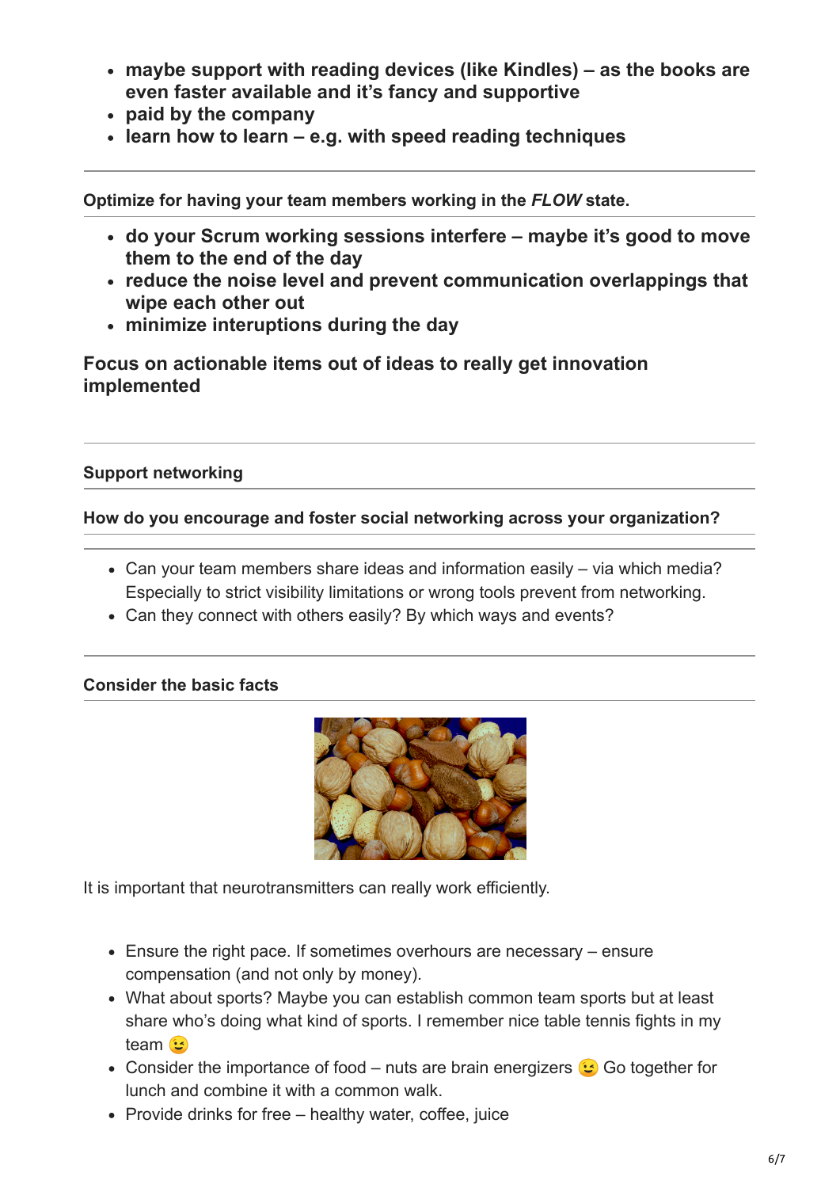- **maybe support with reading devices (like Kindles) – as the books are even faster available and it's fancy and supportive**
- **paid by the company**
- **learn how to learn – e.g. with speed reading techniques**

---

**Optimize for having your team members working in the *FLOW* state.**

- **do your Scrum working sessions interfere – maybe it's good to move them to the end of the day**
- **reduce the noise level and prevent communication overlappings that wipe each other out**
- **minimize interuptions during the day**

**Focus on actionable items out of ideas to really get innovation implemented**

---

**Support networking**

**How do you encourage and foster social networking across your organization?**

---

- Can your team members share ideas and information easily – via which media? Especially to strict visibility limitations or wrong tools prevent from networking.
- Can they connect with others easily? By which ways and events?

---

**Consider the basic facts**

It is important that neurotransmitters can really work efficiently.

- Ensure the right pace. If sometimes overhours are necessary – ensure compensation (and not only by money).
- What about sports? Maybe you can establish common team sports but at least share who's doing what kind of sports. I remember nice table tennis fights in my team 😉
- Consider the importance of food – nuts are brain energizers 😉 Go together for lunch and combine it with a common walk.
- Provide drinks for free – healthy water, coffee, juice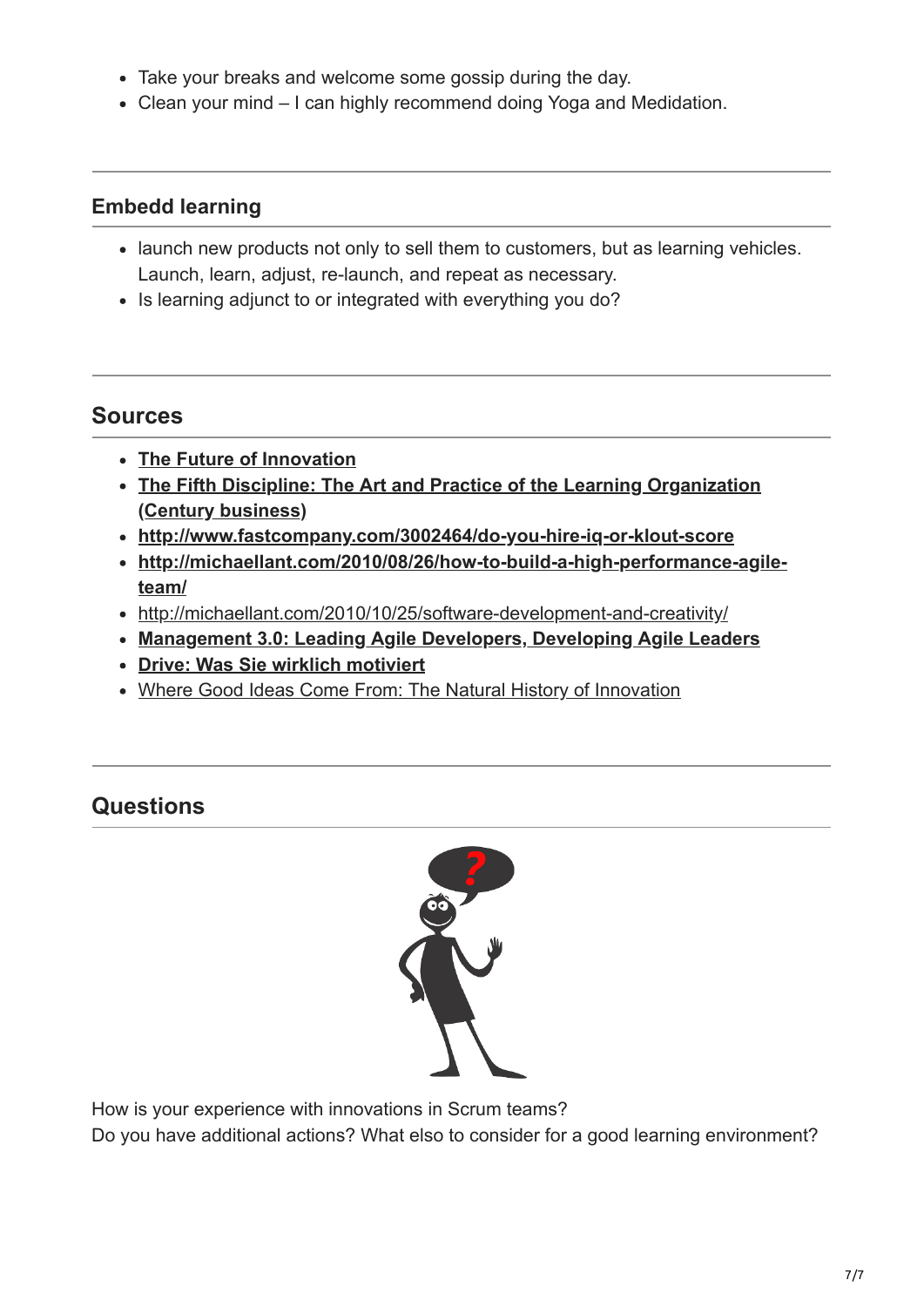- Take your breaks and welcome some gossip during the day.
- Clean your mind – I can highly recommend doing Yoga and Medidation.

---

## Embedd learning

- launch new products not only to sell them to customers, but as learning vehicles. Launch, learn, adjust, re-launch, and repeat as necessary.
- Is learning adjunct to or integrated with everything you do?

---

## Sources

- **The Future of Innovation**
- **The Fifth Discipline: The Art and Practice of the Learning Organization (Century business)**
- **http://www.fastcompany.com/3002464/do-you-hire-iq-or-klout-score**
- **http://michaellant.com/2010/08/26/how-to-build-a-high-performance-agile-team/**
- http://michaellant.com/2010/10/25/software-development-and-creativity/
- **Management 3.0: Leading Agile Developers, Developing Agile Leaders**
- **Drive: Was Sie wirklich motiviert**
- Where Good Ideas Come From: The Natural History of Innovation

---

## Questions

How is your experience with innovations in Scrum teams?
Do you have additional actions? What else to consider for a good learning environment?